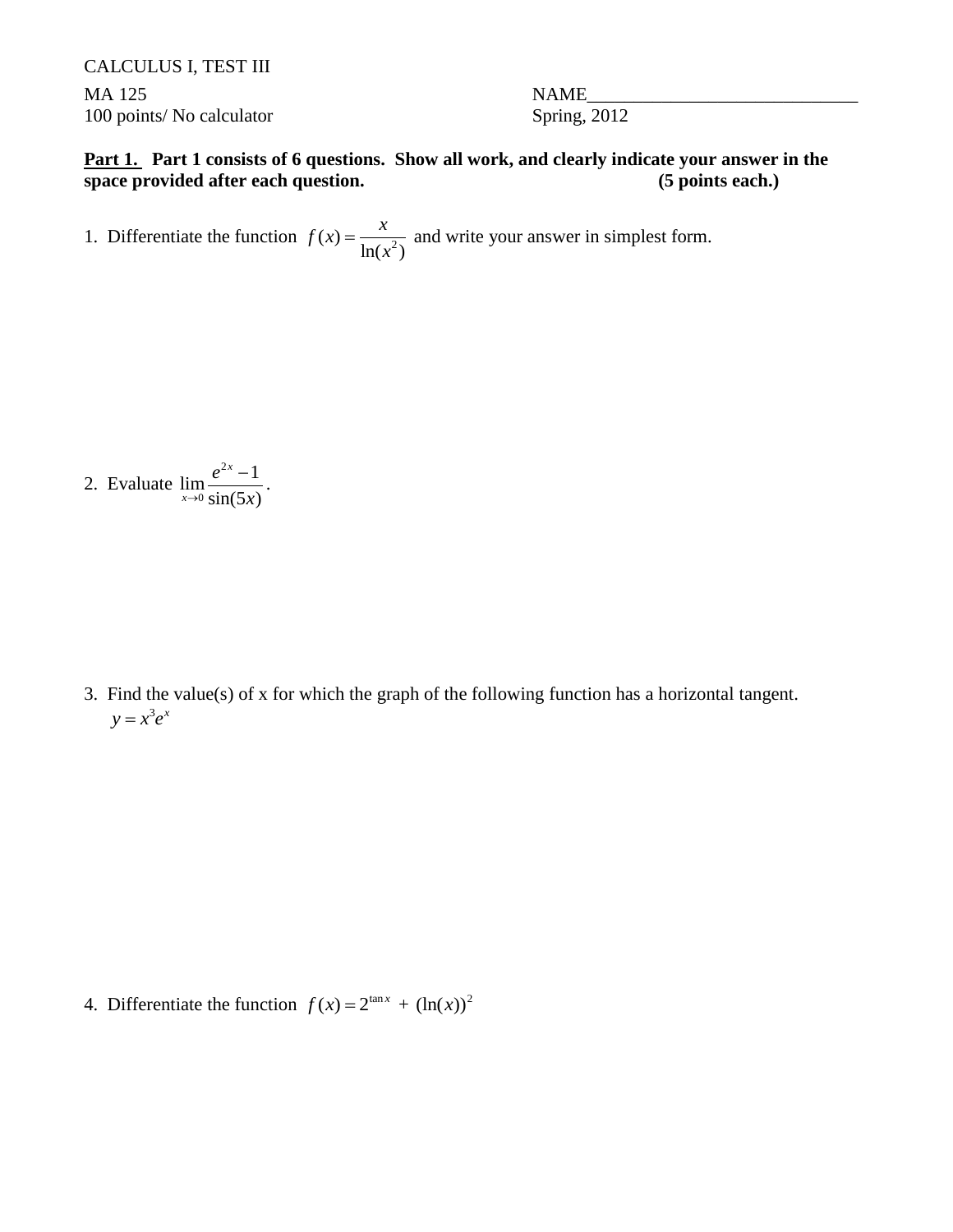CALCULUS I, TEST III

MA 125 NAME_____________________________

100 points/ No calculator Spring, 2012

**<u>Part 1.</u> Part 1 consists of 6 questions. Show all work, and clearly indicate your answer in the space provided after each question. (5 points each.)**

1. Differentiate the function $f(x) = \dfrac{x}{\ln(x^2)}$ and write your answer in simplest form.

2. Evaluate $\displaystyle\lim_{x \to 0} \frac{e^{2x} - 1}{\sin(5x)}$.

3. Find the value(s) of x for which the graph of the following function has a horizontal tangent.

$y = x^3 e^x$

4. Differentiate the function $f(x) = 2^{\tan x} + (\ln(x))^2$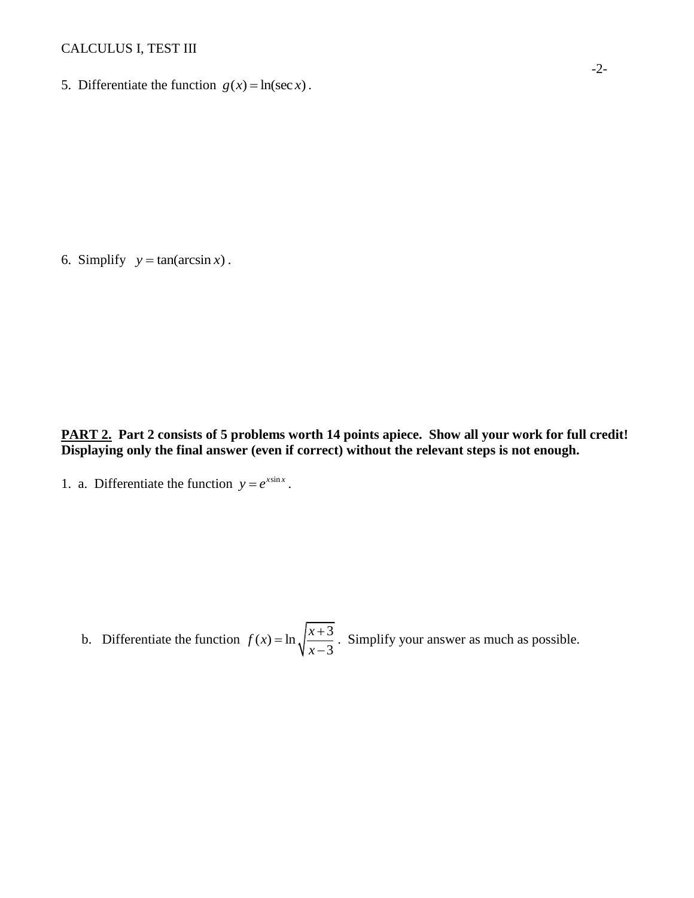5. Differentiate the function $g(x) = \ln(\sec x)$.

6. Simplify $y = \tan(\arcsin x)$.

**PART 2. Part 2 consists of 5 problems worth 14 points apiece. Show all your work for full credit! Displaying only the final answer (even if correct) without the relevant steps is not enough.**

1. a. Differentiate the function $y = e^{x\sin x}$.

   b. Differentiate the function $f(x) = \ln\sqrt{\dfrac{x+3}{x-3}}$. Simplify your answer as much as possible.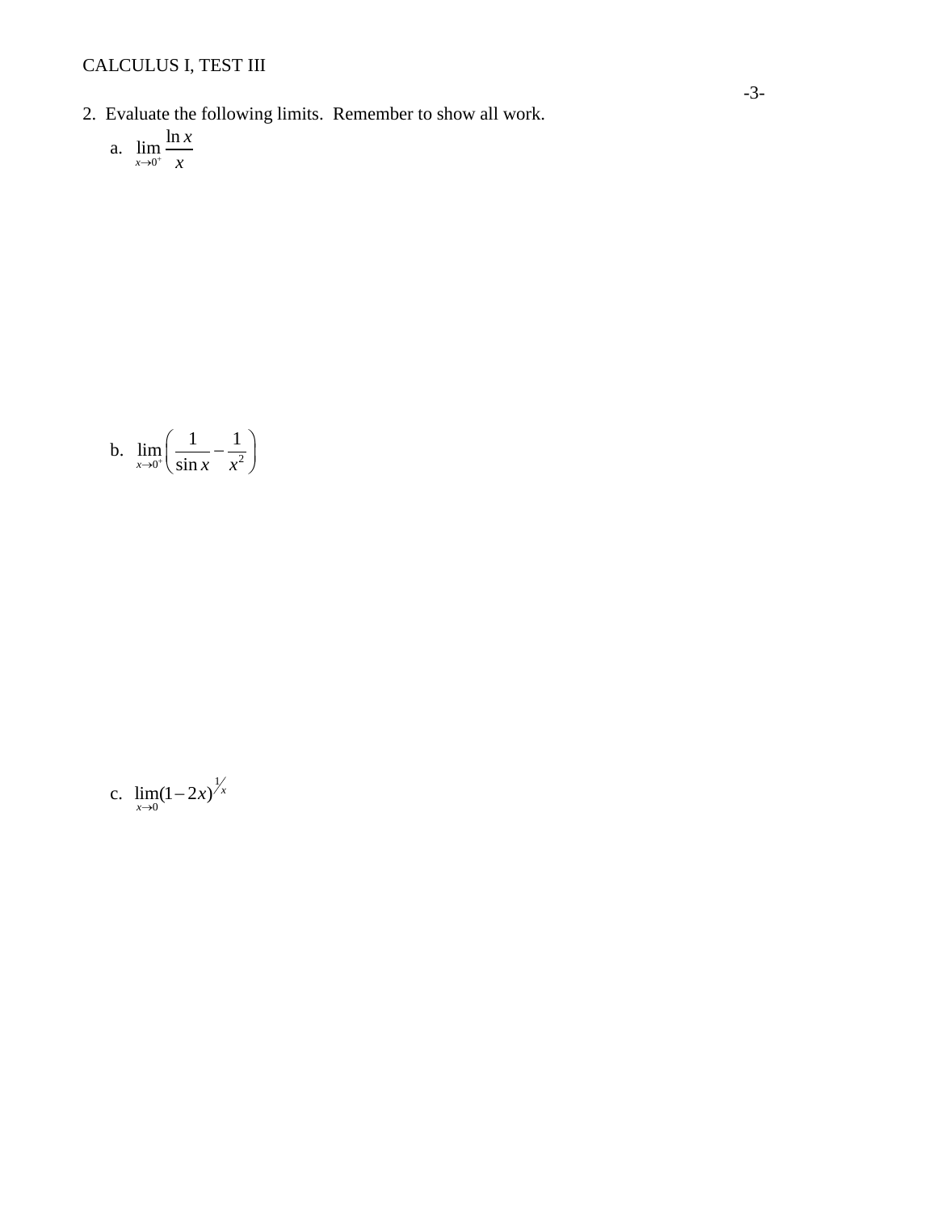2. Evaluate the following limits. Remember to show all work.

a. $\lim_{x \to 0^+} \frac{\ln x}{x}$

b. $\lim_{x \to 0^+} \left( \frac{1}{\sin x} - \frac{1}{x^2} \right)$

c. $\lim_{x \to 0} (1 - 2x)^{1/x}$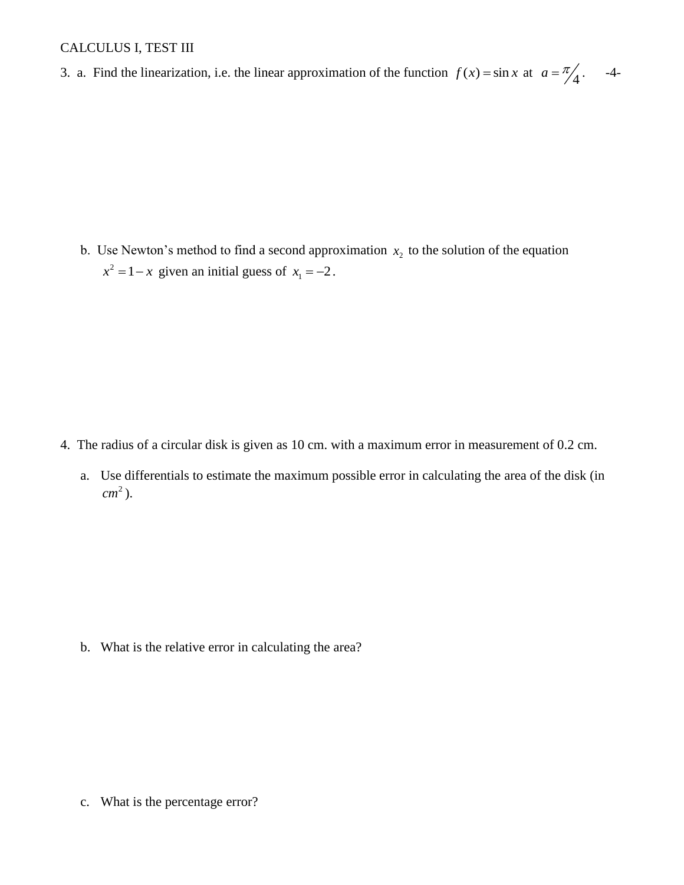CALCULUS I, TEST III

3. a. Find the linearization, i.e. the linear approximation of the function $f(x) = \sin x$ at $a = \pi/4$.

b. Use Newton's method to find a second approximation $x_2$ to the solution of the equation $x^2 = 1 - x$ given an initial guess of $x_1 = -2$.

4. The radius of a circular disk is given as 10 cm. with a maximum error in measurement of 0.2 cm.

a. Use differentials to estimate the maximum possible error in calculating the area of the disk (in $cm^2$).

b. What is the relative error in calculating the area?

c. What is the percentage error?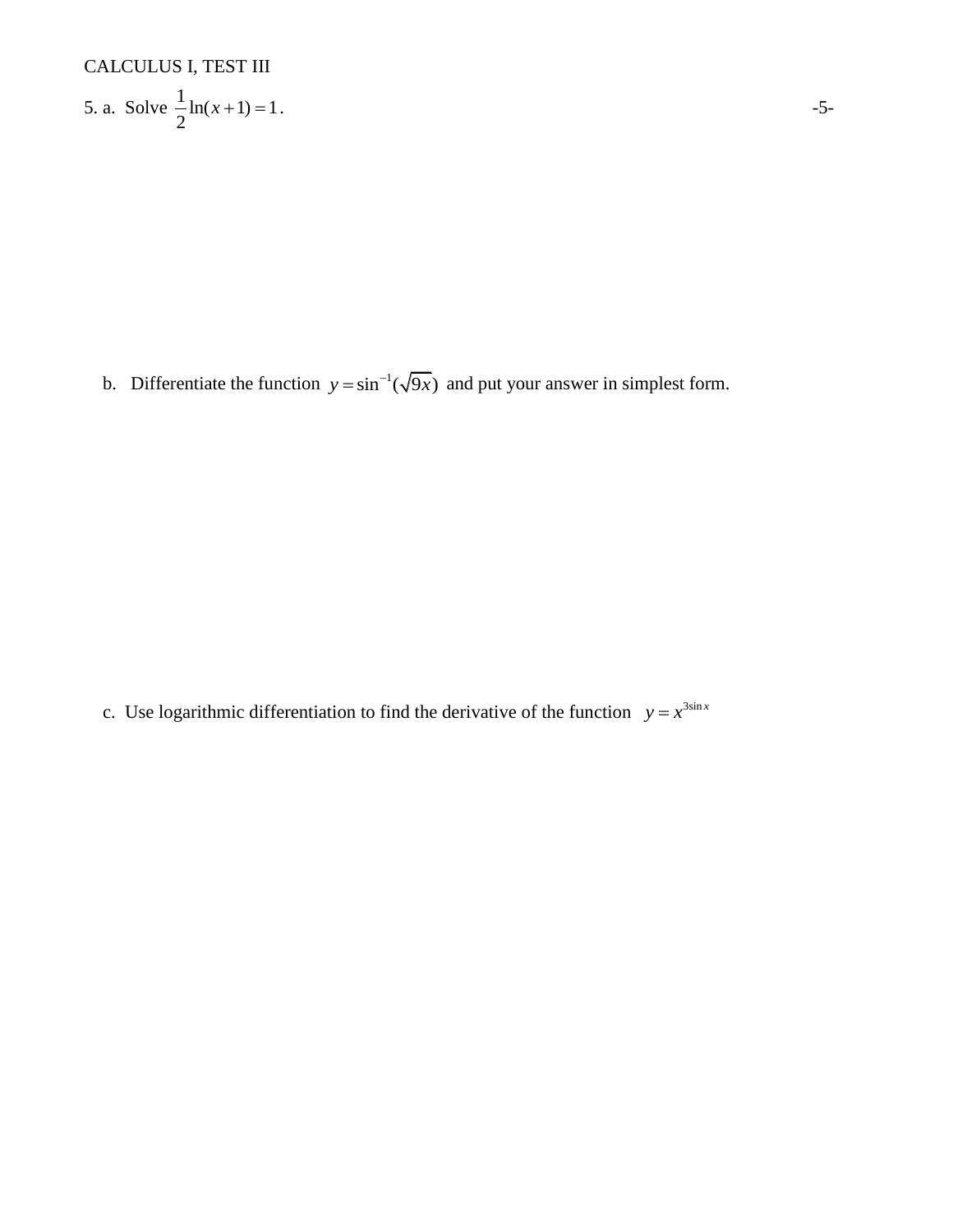5. a. Solve $\frac{1}{2}\ln(x+1)=1$.

b. Differentiate the function $y=\sin^{-1}(\sqrt{9x})$ and put your answer in simplest form.

c. Use logarithmic differentiation to find the derivative of the function $y=x^{3\sin x}$